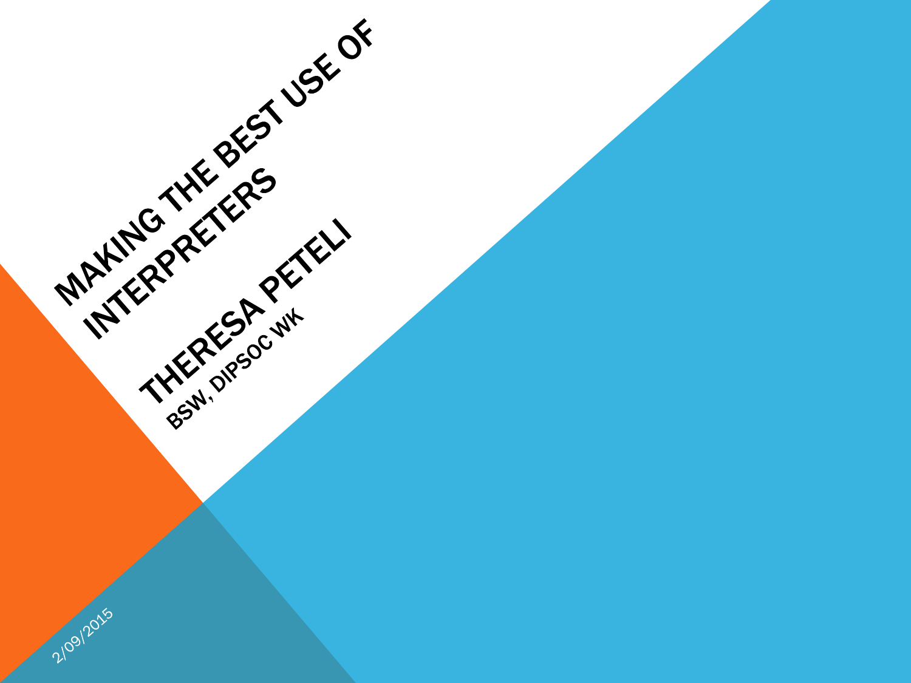# MAKING THE BEST USE OF INTERPRETERS

## THERESA PETELI

BSW, DIPSOC WK

2/09/2015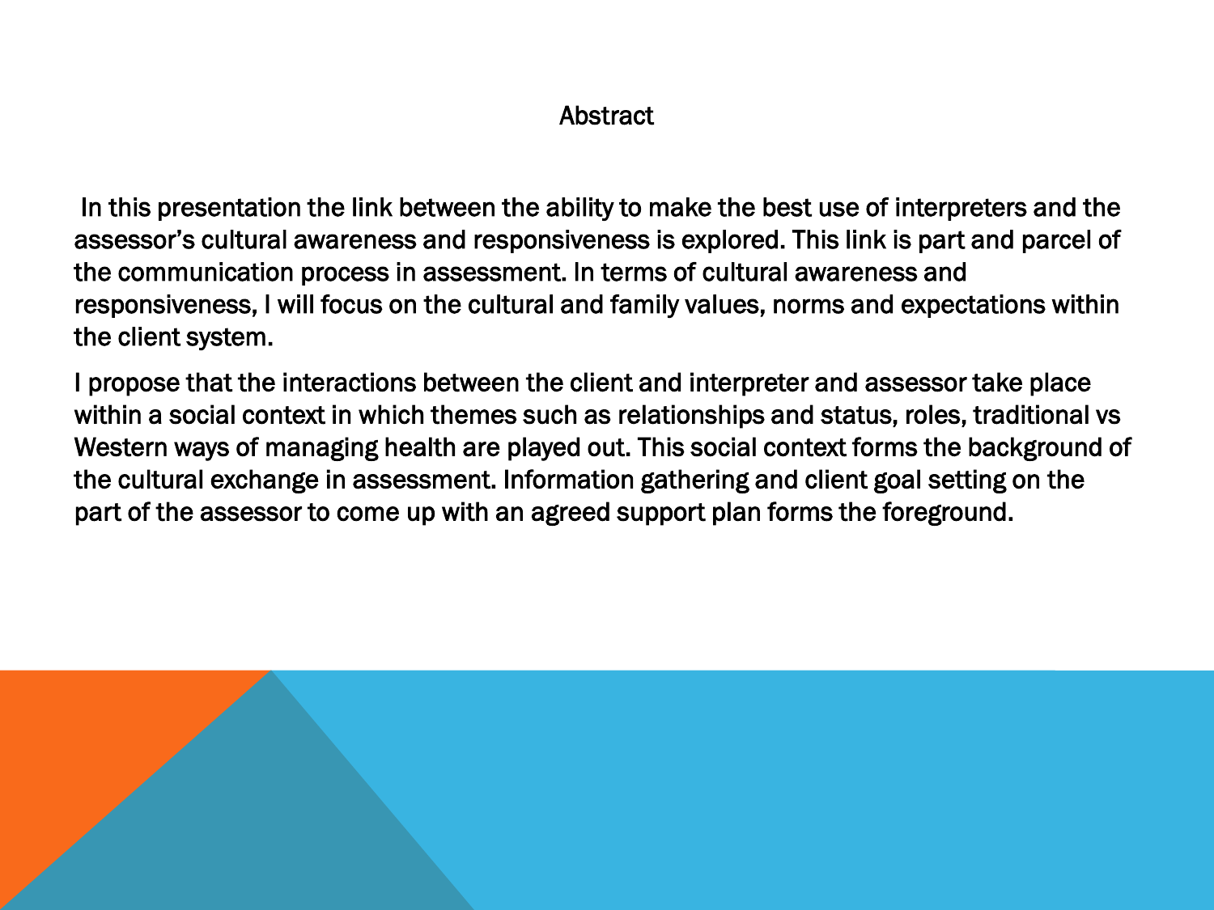## Abstract

In this presentation the link between the ability to make the best use of interpreters and the assessor's cultural awareness and responsiveness is explored. This link is part and parcel of the communication process in assessment. In terms of cultural awareness and responsiveness, I will focus on the cultural and family values, norms and expectations within the client system.

I propose that the interactions between the client and interpreter and assessor take place within a social context in which themes such as relationships and status, roles, traditional vs Western ways of managing health are played out. This social context forms the background of the cultural exchange in assessment. Information gathering and client goal setting on the part of the assessor to come up with an agreed support plan forms the foreground.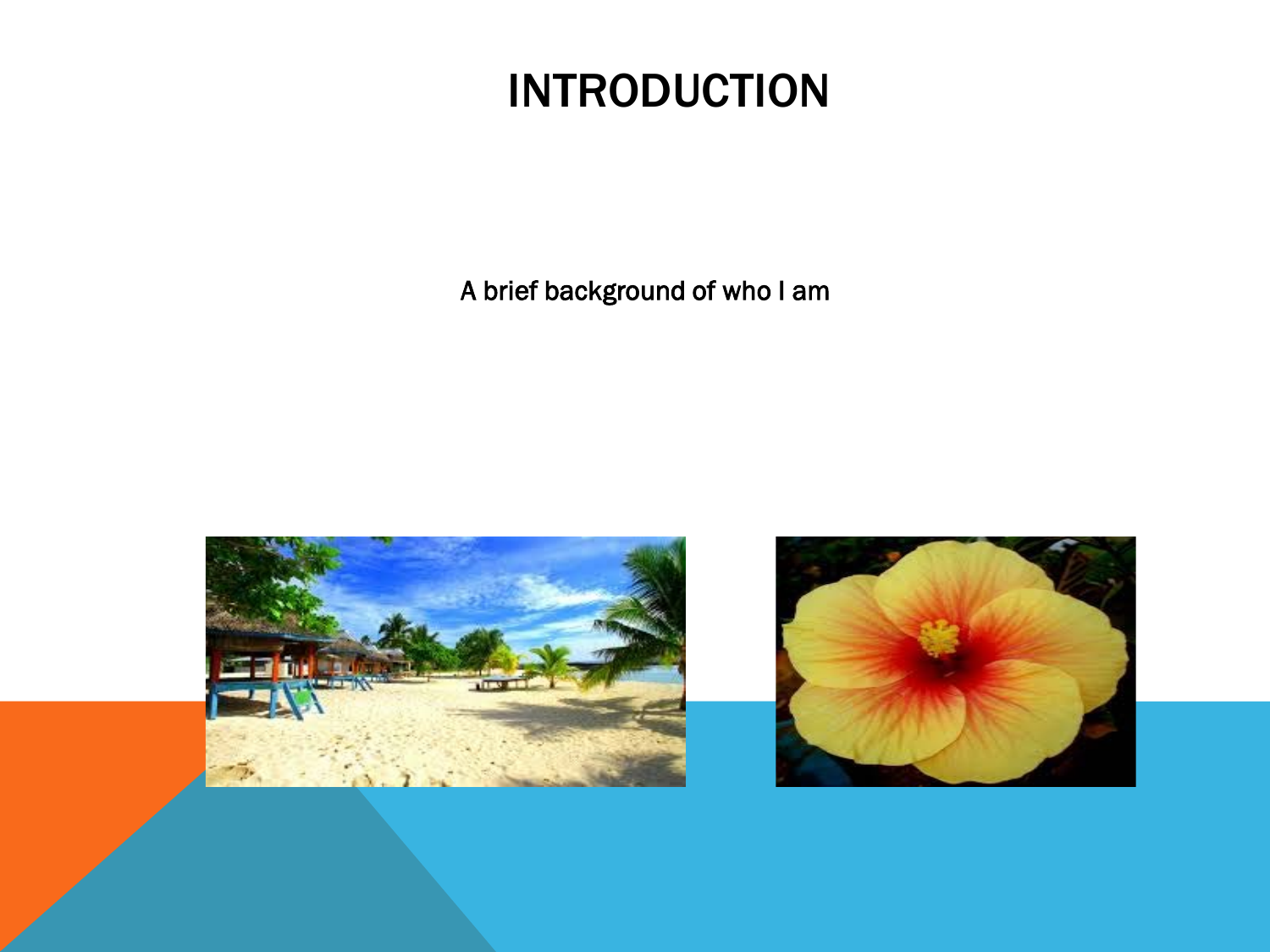# INTRODUCTION

A brief background of who I am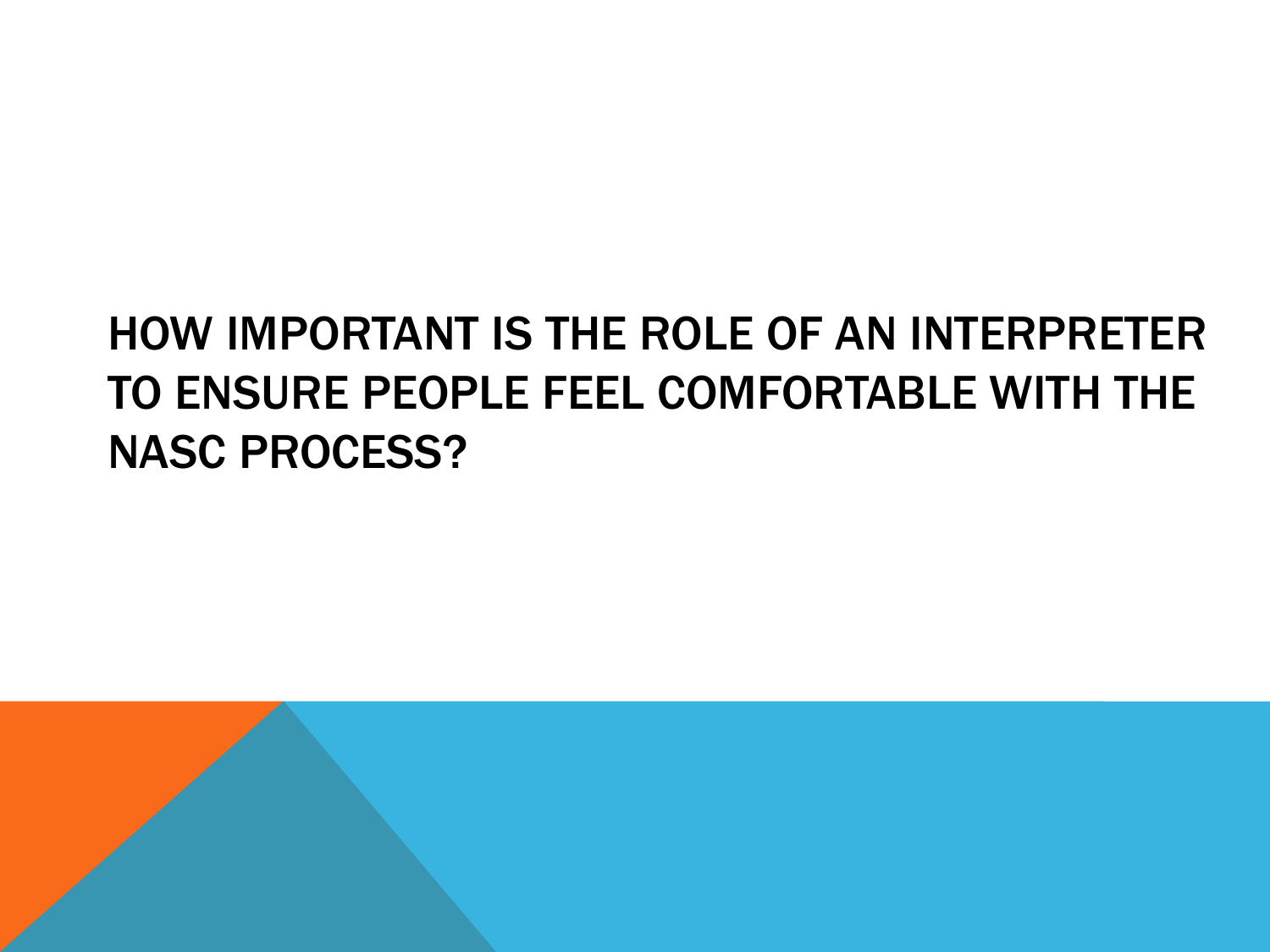# HOW IMPORTANT IS THE ROLE OF AN INTERPRETER TO ENSURE PEOPLE FEEL COMFORTABLE WITH THE NASC PROCESS?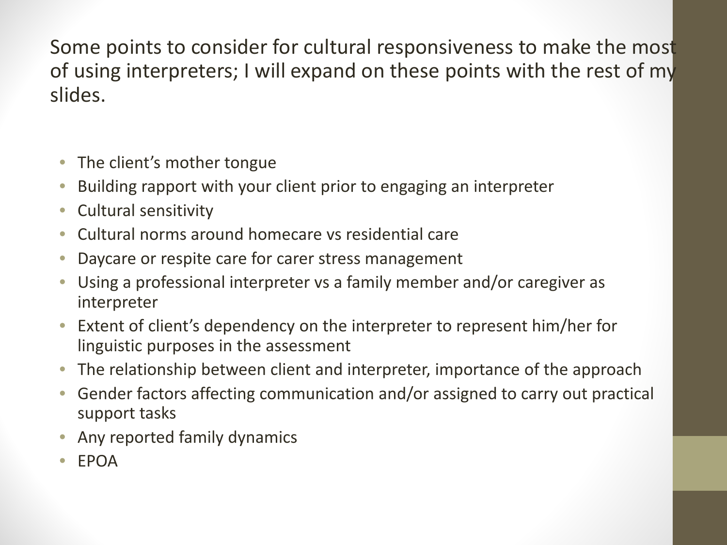Some points to consider for cultural responsiveness to make the most of using interpreters; I will expand on these points with the rest of my slides.

- The client's mother tongue
- Building rapport with your client prior to engaging an interpreter
- Cultural sensitivity
- Cultural norms around homecare vs residential care
- Daycare or respite care for carer stress management
- Using a professional interpreter vs a family member and/or caregiver as interpreter
- Extent of client's dependency on the interpreter to represent him/her for linguistic purposes in the assessment
- The relationship between client and interpreter, importance of the approach
- Gender factors affecting communication and/or assigned to carry out practical support tasks
- Any reported family dynamics
- EPOA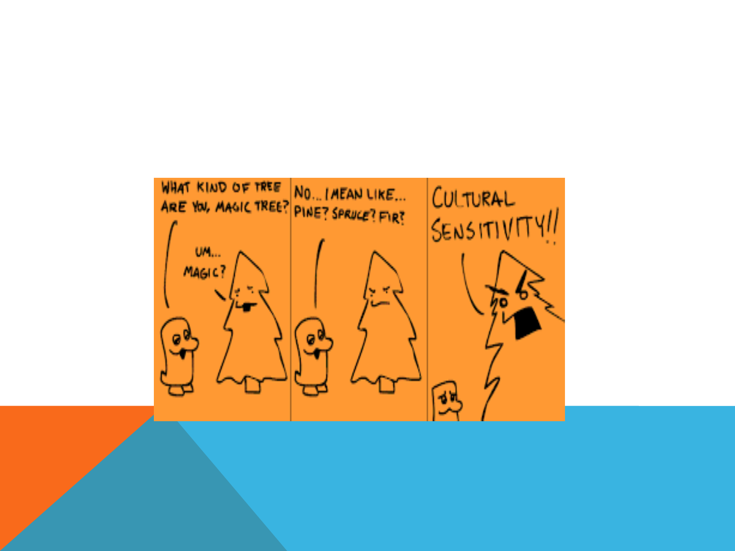WHAT KIND OF TREE ARE YOU, MAGIC TREE?

UM... MAGIC?

NO... I MEAN LIKE... PINE? SPRUCE? FIR?

CULTURAL SENSITIVITY!!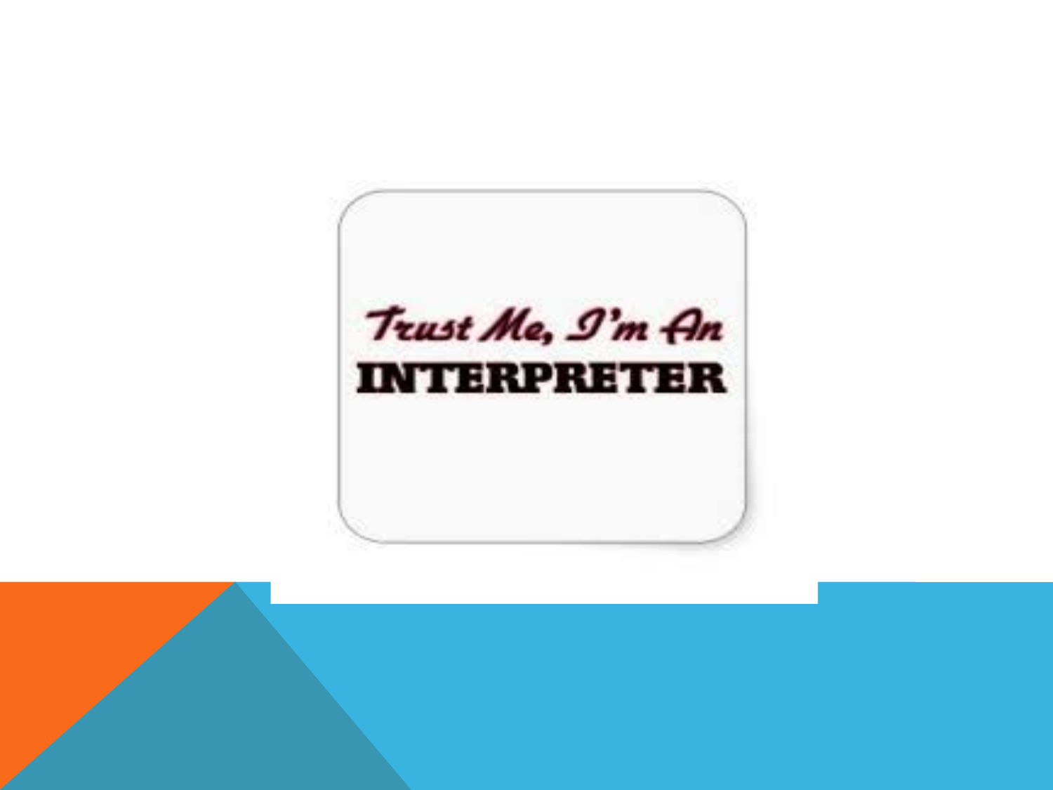Trust Me, I'm An

**INTERPRETER**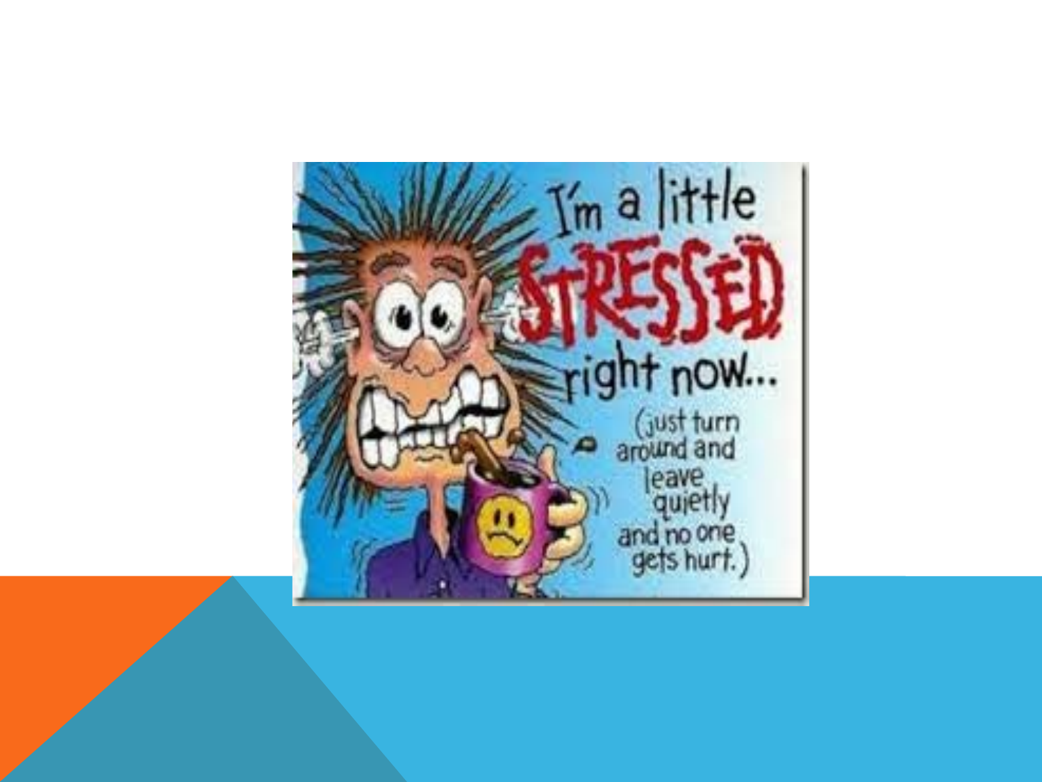I'm a little

**STRESSED**

right now...

(just turn around and leave quietly and no one gets hurt.)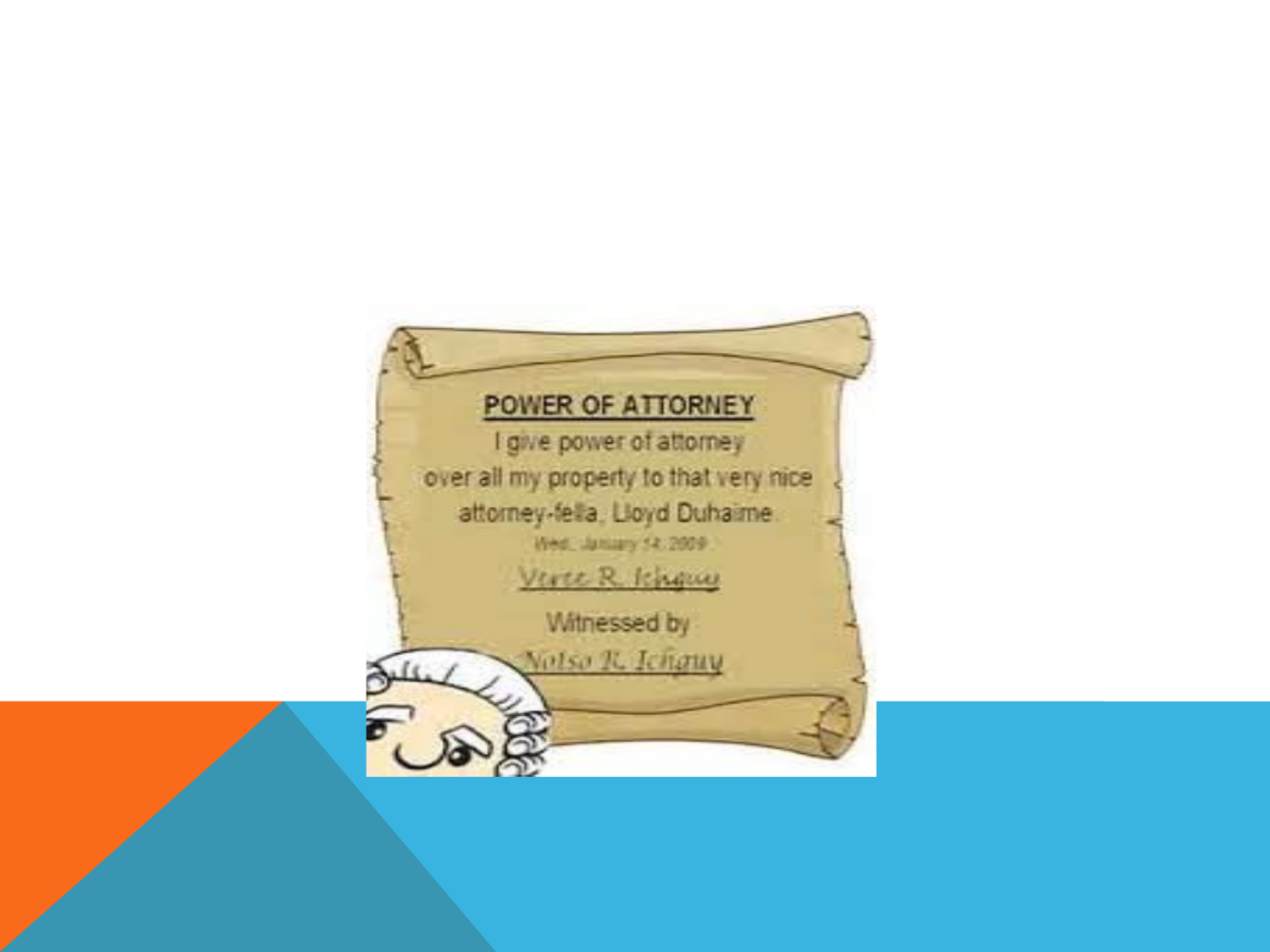POWER OF ATTORNEY

I give power of attorney over all my property to that very nice attorney-fella, Lloyd Duhaime

Wed, January 14, 2009

Verte R. Ichguy

Witnessed by

Notso R. Ichguy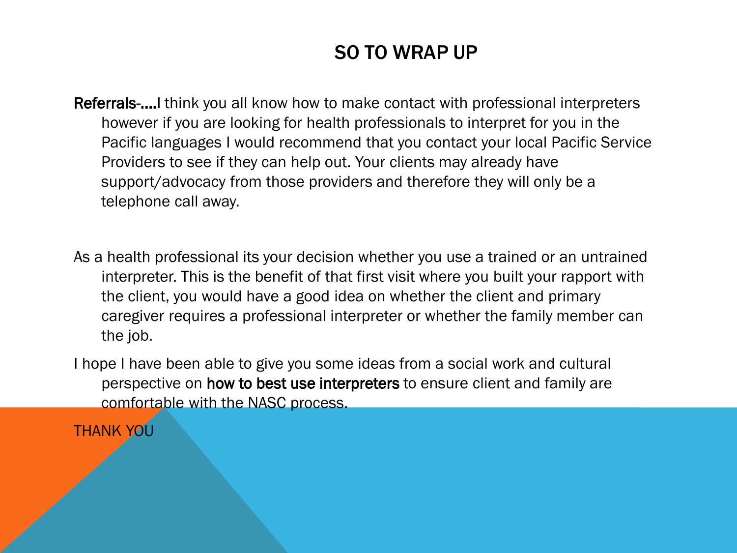# SO TO WRAP UP

**Referrals-....**I think you all know how to make contact with professional interpreters however if you are looking for health professionals to interpret for you in the Pacific languages I would recommend that you contact your local Pacific Service Providers to see if they can help out. Your clients may already have support/advocacy from those providers and therefore they will only be a telephone call away.

As a health professional its your decision whether you use a trained or an untrained interpreter. This is the benefit of that first visit where you built your rapport with the client, you would have a good idea on whether the client and primary caregiver requires a professional interpreter or whether the family member can the job.

I hope I have been able to give you some ideas from a social work and cultural perspective on **how to best use interpreters** to ensure client and family are comfortable with the NASC process.

THANK YOU